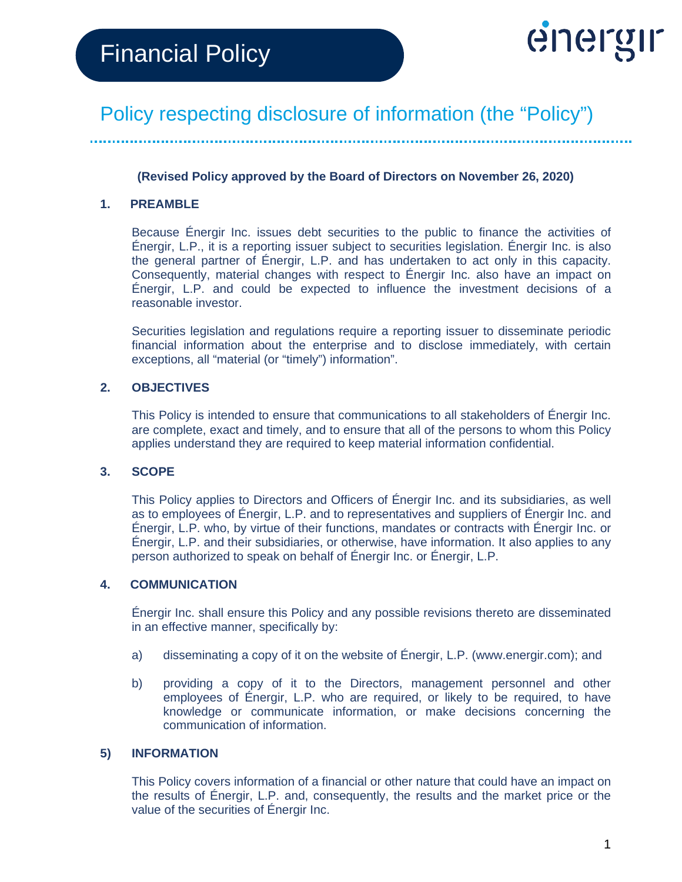# Financial Policy

énergir

## Policy respecting disclosure of information (the "Policy")

**(Revised Policy approved by the Board of Directors on November 26, 2020)**

### 1. PREAMBLE

Because Énergir Inc. issues debt securities to the public to finance the activities of Énergir, L.P., it is a reporting issuer subject to securities legislation. Énergir Inc. is also the general partner of Énergir, L.P. and has undertaken to act only in this capacity. Consequently, material changes with respect to Énergir Inc. also have an impact on Énergir, L.P. and could be expected to influence the investment decisions of a reasonable investor.

Securities legislation and regulations require a reporting issuer to disseminate periodic financial information about the enterprise and to disclose immediately, with certain exceptions, all "material (or "timely") information".

### 2. OBJECTIVES

This Policy is intended to ensure that communications to all stakeholders of Énergir Inc. are complete, exact and timely, and to ensure that all of the persons to whom this Policy applies understand they are required to keep material information confidential.

### 3. SCOPE

This Policy applies to Directors and Officers of Énergir Inc. and its subsidiaries, as well as to employees of Énergir, L.P. and to representatives and suppliers of Énergir Inc. and Énergir, L.P. who, by virtue of their functions, mandates or contracts with Énergir Inc. or Énergir, L.P. and their subsidiaries, or otherwise, have information. It also applies to any person authorized to speak on behalf of Énergir Inc. or Énergir, L.P.

### 4. COMMUNICATION

Énergir Inc. shall ensure this Policy and any possible revisions thereto are disseminated in an effective manner, specifically by:

a) disseminating a copy of it on the website of Énergir, L.P. (www.energir.com); and

b) providing a copy of it to the Directors, management personnel and other employees of Énergir, L.P. who are required, or likely to be required, to have knowledge or communicate information, or make decisions concerning the communication of information.

### 5) INFORMATION

This Policy covers information of a financial or other nature that could have an impact on the results of Énergir, L.P. and, consequently, the results and the market price or the value of the securities of Énergir Inc.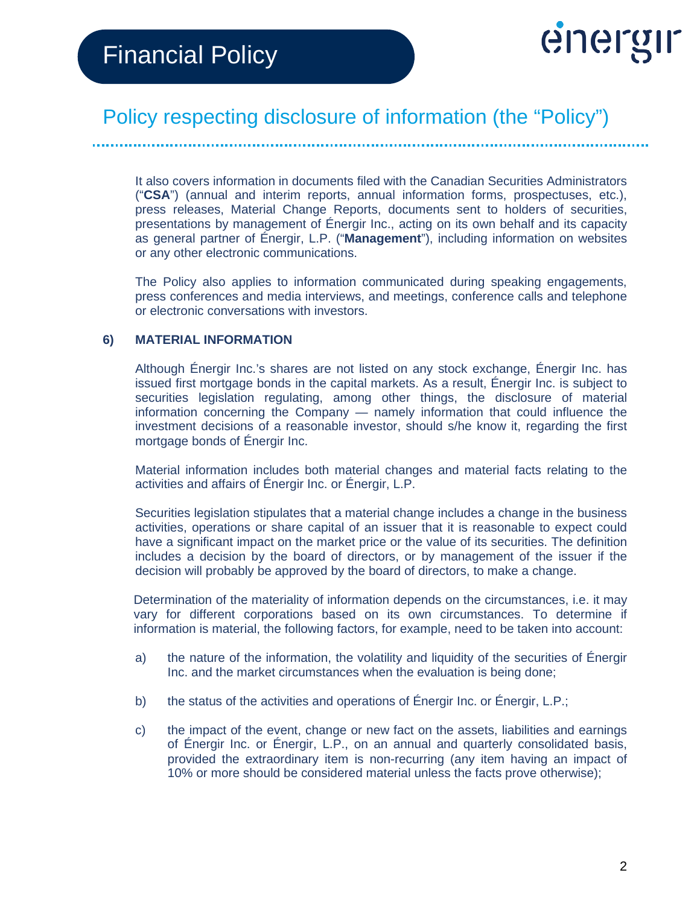It also covers information in documents filed with the Canadian Securities Administrators ("**CSA**") (annual and interim reports, annual information forms, prospectuses, etc.), press releases, Material Change Reports, documents sent to holders of securities, presentations by management of Énergir Inc., acting on its own behalf and its capacity as general partner of Énergir, L.P. ("**Management**"), including information on websites or any other electronic communications.

The Policy also applies to information communicated during speaking engagements, press conferences and media interviews, and meetings, conference calls and telephone or electronic conversations with investors.

## 6) MATERIAL INFORMATION

Although Énergir Inc.'s shares are not listed on any stock exchange, Énergir Inc. has issued first mortgage bonds in the capital markets. As a result, Énergir Inc. is subject to securities legislation regulating, among other things, the disclosure of material information concerning the Company — namely information that could influence the investment decisions of a reasonable investor, should s/he know it, regarding the first mortgage bonds of Énergir Inc.

Material information includes both material changes and material facts relating to the activities and affairs of Énergir Inc. or Énergir, L.P.

Securities legislation stipulates that a material change includes a change in the business activities, operations or share capital of an issuer that it is reasonable to expect could have a significant impact on the market price or the value of its securities. The definition includes a decision by the board of directors, or by management of the issuer if the decision will probably be approved by the board of directors, to make a change.

Determination of the materiality of information depends on the circumstances, i.e. it may vary for different corporations based on its own circumstances. To determine if information is material, the following factors, for example, need to be taken into account:

a) the nature of the information, the volatility and liquidity of the securities of Énergir Inc. and the market circumstances when the evaluation is being done;

b) the status of the activities and operations of Énergir Inc. or Énergir, L.P.;

c) the impact of the event, change or new fact on the assets, liabilities and earnings of Énergir Inc. or Énergir, L.P., on an annual and quarterly consolidated basis, provided the extraordinary item is non-recurring (any item having an impact of 10% or more should be considered material unless the facts prove otherwise);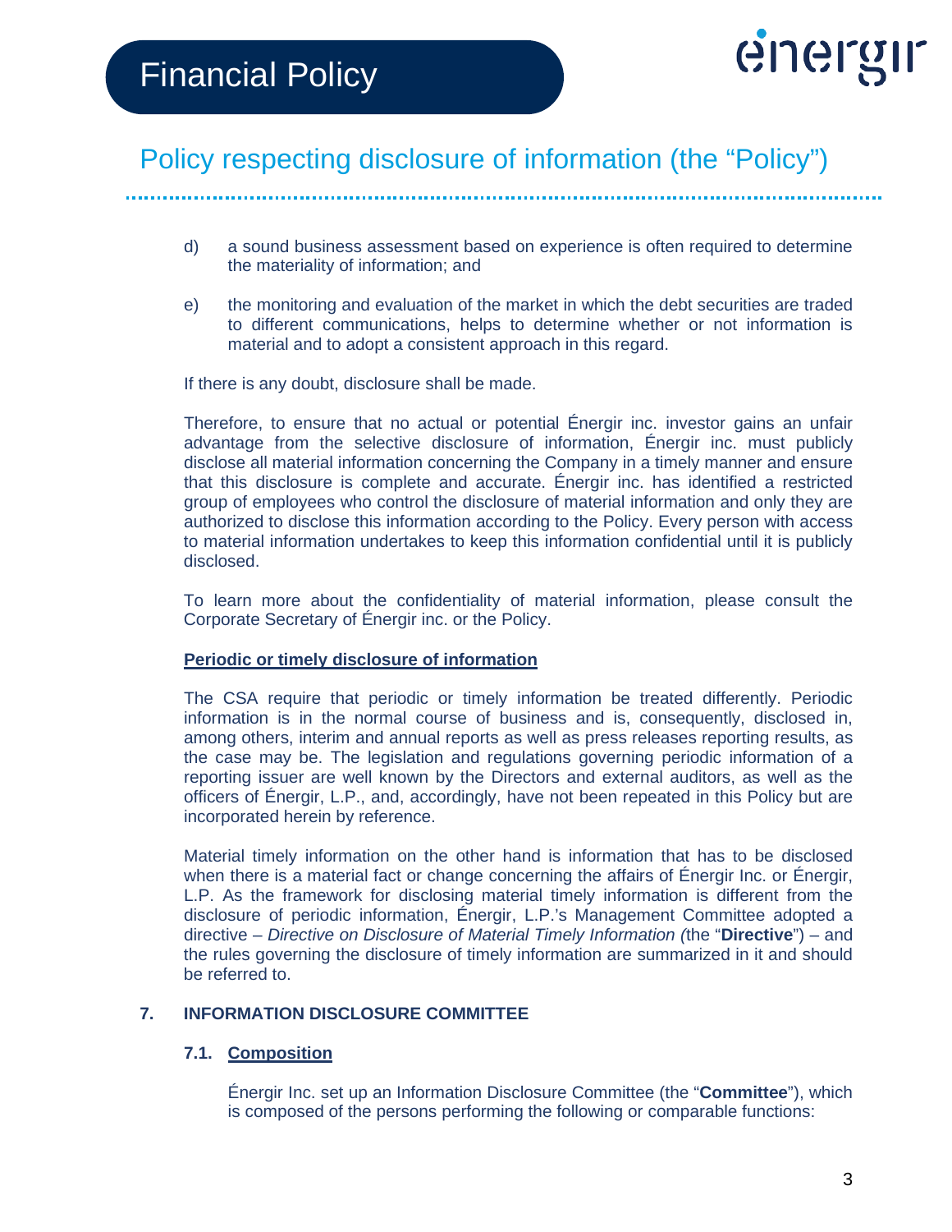d) a sound business assessment based on experience is often required to determine the materiality of information; and

e) the monitoring and evaluation of the market in which the debt securities are traded to different communications, helps to determine whether or not information is material and to adopt a consistent approach in this regard.

If there is any doubt, disclosure shall be made.

Therefore, to ensure that no actual or potential Énergir inc. investor gains an unfair advantage from the selective disclosure of information, Énergir inc. must publicly disclose all material information concerning the Company in a timely manner and ensure that this disclosure is complete and accurate. Énergir inc. has identified a restricted group of employees who control the disclosure of material information and only they are authorized to disclose this information according to the Policy. Every person with access to material information undertakes to keep this information confidential until it is publicly disclosed.

To learn more about the confidentiality of material information, please consult the Corporate Secretary of Énergir inc. or the Policy.

**Periodic or timely disclosure of information**

The CSA require that periodic or timely information be treated differently. Periodic information is in the normal course of business and is, consequently, disclosed in, among others, interim and annual reports as well as press releases reporting results, as the case may be. The legislation and regulations governing periodic information of a reporting issuer are well known by the Directors and external auditors, as well as the officers of Énergir, L.P., and, accordingly, have not been repeated in this Policy but are incorporated herein by reference.

Material timely information on the other hand is information that has to be disclosed when there is a material fact or change concerning the affairs of Énergir Inc. or Énergir, L.P. As the framework for disclosing material timely information is different from the disclosure of periodic information, Énergir, L.P.'s Management Committee adopted a directive – *Directive on Disclosure of Material Timely Information (*the "**Directive**") – and the rules governing the disclosure of timely information are summarized in it and should be referred to.

## 7. INFORMATION DISCLOSURE COMMITTEE

### 7.1. Composition

Énergir Inc. set up an Information Disclosure Committee (the "**Committee**"), which is composed of the persons performing the following or comparable functions: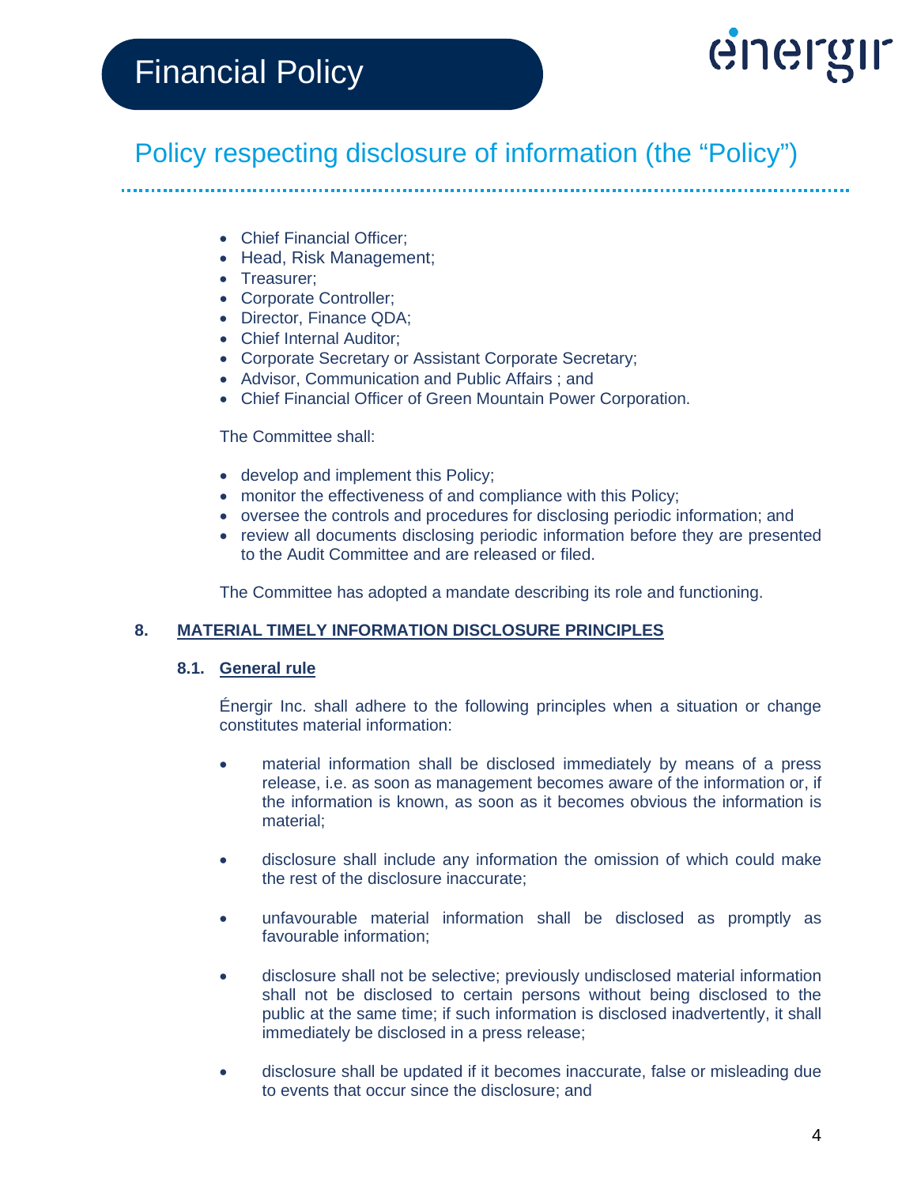- Chief Financial Officer;
- Head, Risk Management;
- Treasurer;
- Corporate Controller;
- Director, Finance QDA;
- Chief Internal Auditor;
- Corporate Secretary or Assistant Corporate Secretary;
- Advisor, Communication and Public Affairs ; and
- Chief Financial Officer of Green Mountain Power Corporation.

The Committee shall:

- develop and implement this Policy;
- monitor the effectiveness of and compliance with this Policy;
- oversee the controls and procedures for disclosing periodic information; and
- review all documents disclosing periodic information before they are presented to the Audit Committee and are released or filed.

The Committee has adopted a mandate describing its role and functioning.

## 8. MATERIAL TIMELY INFORMATION DISCLOSURE PRINCIPLES

### 8.1. General rule

Énergir Inc. shall adhere to the following principles when a situation or change constitutes material information:

- material information shall be disclosed immediately by means of a press release, i.e. as soon as management becomes aware of the information or, if the information is known, as soon as it becomes obvious the information is material;
- disclosure shall include any information the omission of which could make the rest of the disclosure inaccurate;
- unfavourable material information shall be disclosed as promptly as favourable information;
- disclosure shall not be selective; previously undisclosed material information shall not be disclosed to certain persons without being disclosed to the public at the same time; if such information is disclosed inadvertently, it shall immediately be disclosed in a press release;
- disclosure shall be updated if it becomes inaccurate, false or misleading due to events that occur since the disclosure; and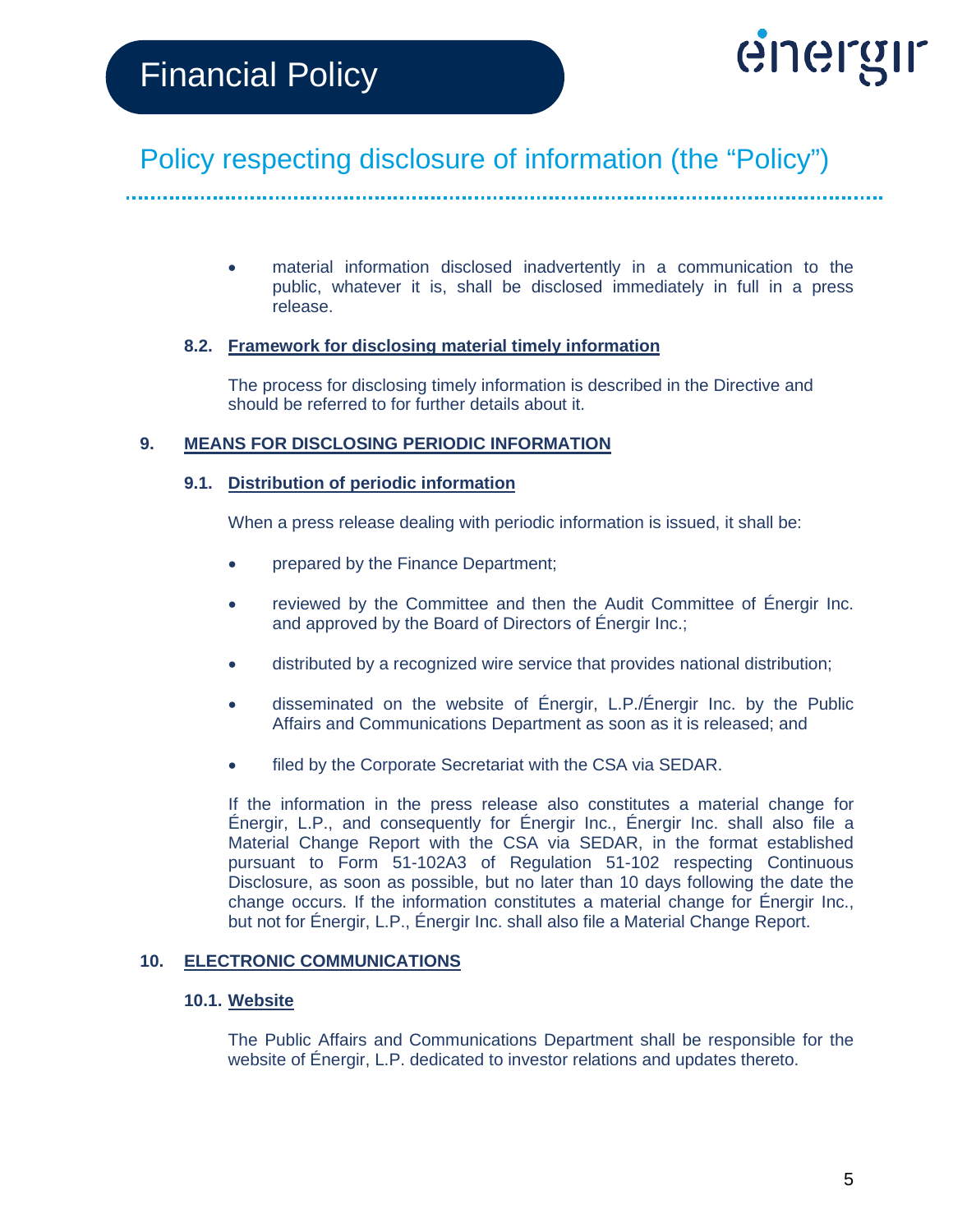- material information disclosed inadvertently in a communication to the public, whatever it is, shall be disclosed immediately in full in a press release.

### 8.2. Framework for disclosing material timely information

The process for disclosing timely information is described in the Directive and should be referred to for further details about it.

## 9. MEANS FOR DISCLOSING PERIODIC INFORMATION

### 9.1. Distribution of periodic information

When a press release dealing with periodic information is issued, it shall be:

- prepared by the Finance Department;
- reviewed by the Committee and then the Audit Committee of Énergir Inc. and approved by the Board of Directors of Énergir Inc.;
- distributed by a recognized wire service that provides national distribution;
- disseminated on the website of Énergir, L.P./Énergir Inc. by the Public Affairs and Communications Department as soon as it is released; and
- filed by the Corporate Secretariat with the CSA via SEDAR.

If the information in the press release also constitutes a material change for Énergir, L.P., and consequently for Énergir Inc., Énergir Inc. shall also file a Material Change Report with the CSA via SEDAR, in the format established pursuant to Form 51-102A3 of Regulation 51-102 respecting Continuous Disclosure, as soon as possible, but no later than 10 days following the date the change occurs. If the information constitutes a material change for Énergir Inc., but not for Énergir, L.P., Énergir Inc. shall also file a Material Change Report.

## 10. ELECTRONIC COMMUNICATIONS

### 10.1. Website

The Public Affairs and Communications Department shall be responsible for the website of Énergir, L.P. dedicated to investor relations and updates thereto.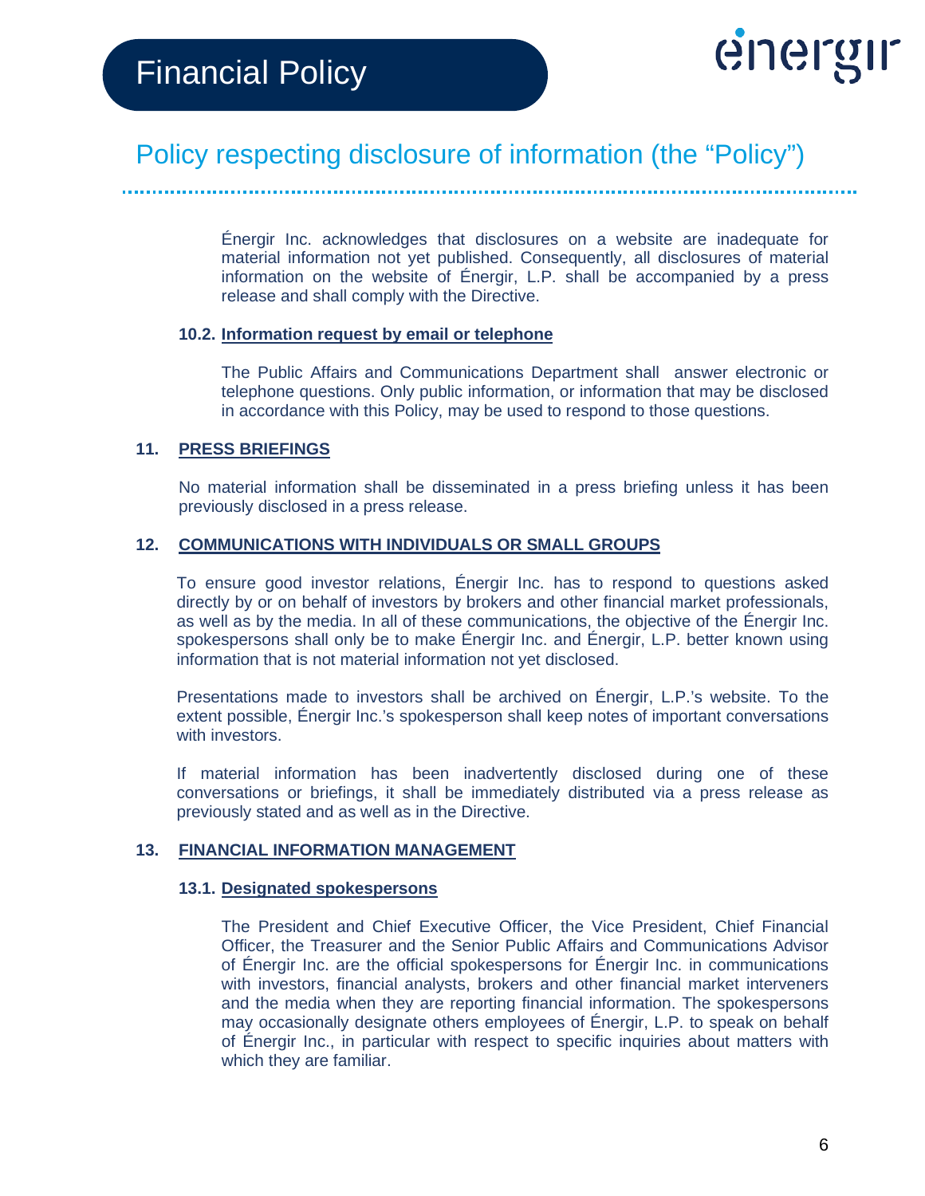Énergir Inc. acknowledges that disclosures on a website are inadequate for material information not yet published. Consequently, all disclosures of material information on the website of Énergir, L.P. shall be accompanied by a press release and shall comply with the Directive.

### 10.2. Information request by email or telephone

The Public Affairs and Communications Department shall answer electronic or telephone questions. Only public information, or information that may be disclosed in accordance with this Policy, may be used to respond to those questions.

## 11. PRESS BRIEFINGS

No material information shall be disseminated in a press briefing unless it has been previously disclosed in a press release.

## 12. COMMUNICATIONS WITH INDIVIDUALS OR SMALL GROUPS

To ensure good investor relations, Énergir Inc. has to respond to questions asked directly by or on behalf of investors by brokers and other financial market professionals, as well as by the media. In all of these communications, the objective of the Énergir Inc. spokespersons shall only be to make Énergir Inc. and Énergir, L.P. better known using information that is not material information not yet disclosed.

Presentations made to investors shall be archived on Énergir, L.P.'s website. To the extent possible, Énergir Inc.'s spokesperson shall keep notes of important conversations with investors.

If material information has been inadvertently disclosed during one of these conversations or briefings, it shall be immediately distributed via a press release as previously stated and as well as in the Directive.

## 13. FINANCIAL INFORMATION MANAGEMENT

### 13.1. Designated spokespersons

The President and Chief Executive Officer, the Vice President, Chief Financial Officer, the Treasurer and the Senior Public Affairs and Communications Advisor of Énergir Inc. are the official spokespersons for Énergir Inc. in communications with investors, financial analysts, brokers and other financial market interveners and the media when they are reporting financial information. The spokespersons may occasionally designate others employees of Énergir, L.P. to speak on behalf of Énergir Inc., in particular with respect to specific inquiries about matters with which they are familiar.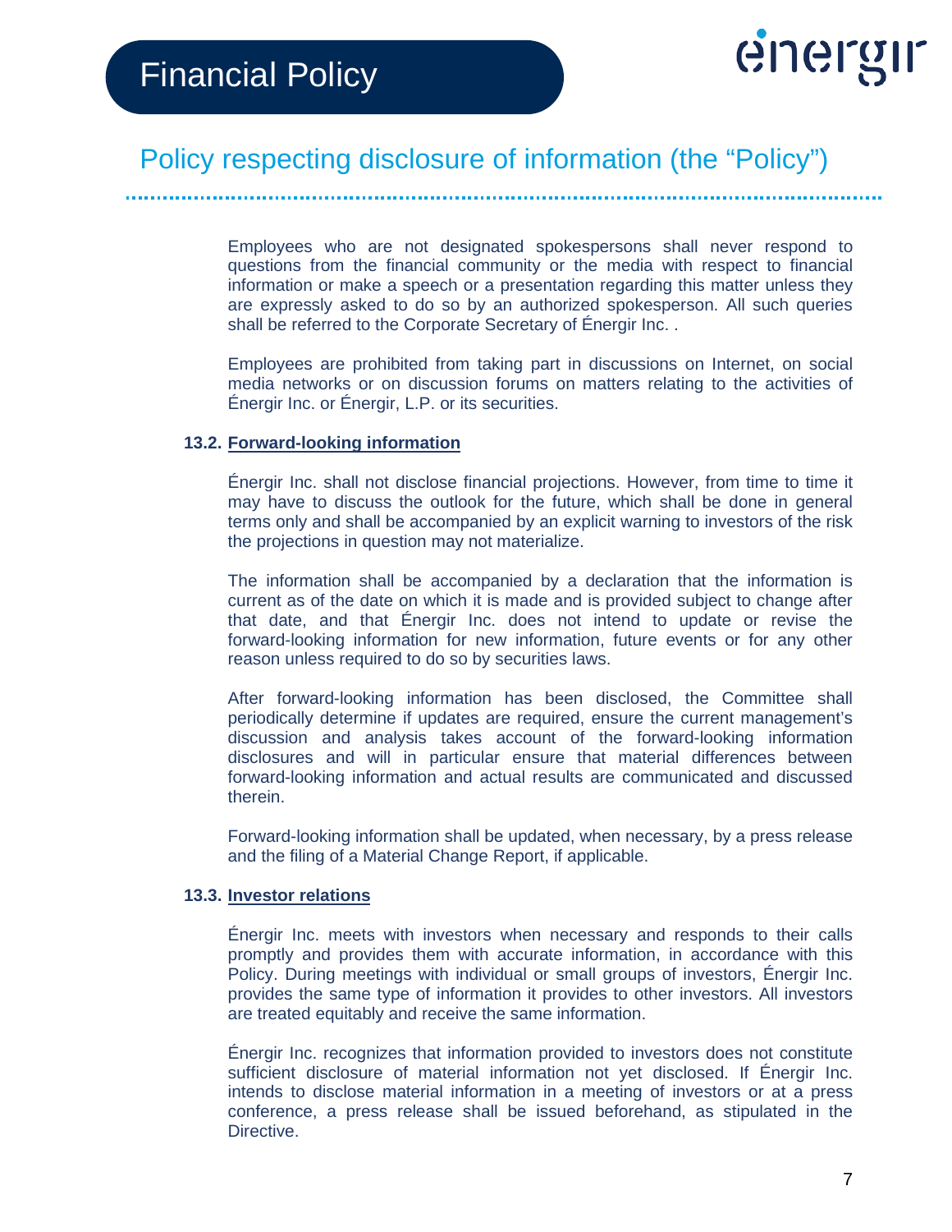Employees who are not designated spokespersons shall never respond to questions from the financial community or the media with respect to financial information or make a speech or a presentation regarding this matter unless they are expressly asked to do so by an authorized spokesperson. All such queries shall be referred to the Corporate Secretary of Énergir Inc. .

Employees are prohibited from taking part in discussions on Internet, on social media networks or on discussion forums on matters relating to the activities of Énergir Inc. or Énergir, L.P. or its securities.

### 13.2. Forward-looking information

Énergir Inc. shall not disclose financial projections. However, from time to time it may have to discuss the outlook for the future, which shall be done in general terms only and shall be accompanied by an explicit warning to investors of the risk the projections in question may not materialize.

The information shall be accompanied by a declaration that the information is current as of the date on which it is made and is provided subject to change after that date, and that Énergir Inc. does not intend to update or revise the forward-looking information for new information, future events or for any other reason unless required to do so by securities laws.

After forward-looking information has been disclosed, the Committee shall periodically determine if updates are required, ensure the current management's discussion and analysis takes account of the forward-looking information disclosures and will in particular ensure that material differences between forward-looking information and actual results are communicated and discussed therein.

Forward-looking information shall be updated, when necessary, by a press release and the filing of a Material Change Report, if applicable.

### 13.3. Investor relations

Énergir Inc. meets with investors when necessary and responds to their calls promptly and provides them with accurate information, in accordance with this Policy. During meetings with individual or small groups of investors, Énergir Inc. provides the same type of information it provides to other investors. All investors are treated equitably and receive the same information.

Énergir Inc. recognizes that information provided to investors does not constitute sufficient disclosure of material information not yet disclosed. If Énergir Inc. intends to disclose material information in a meeting of investors or at a press conference, a press release shall be issued beforehand, as stipulated in the Directive.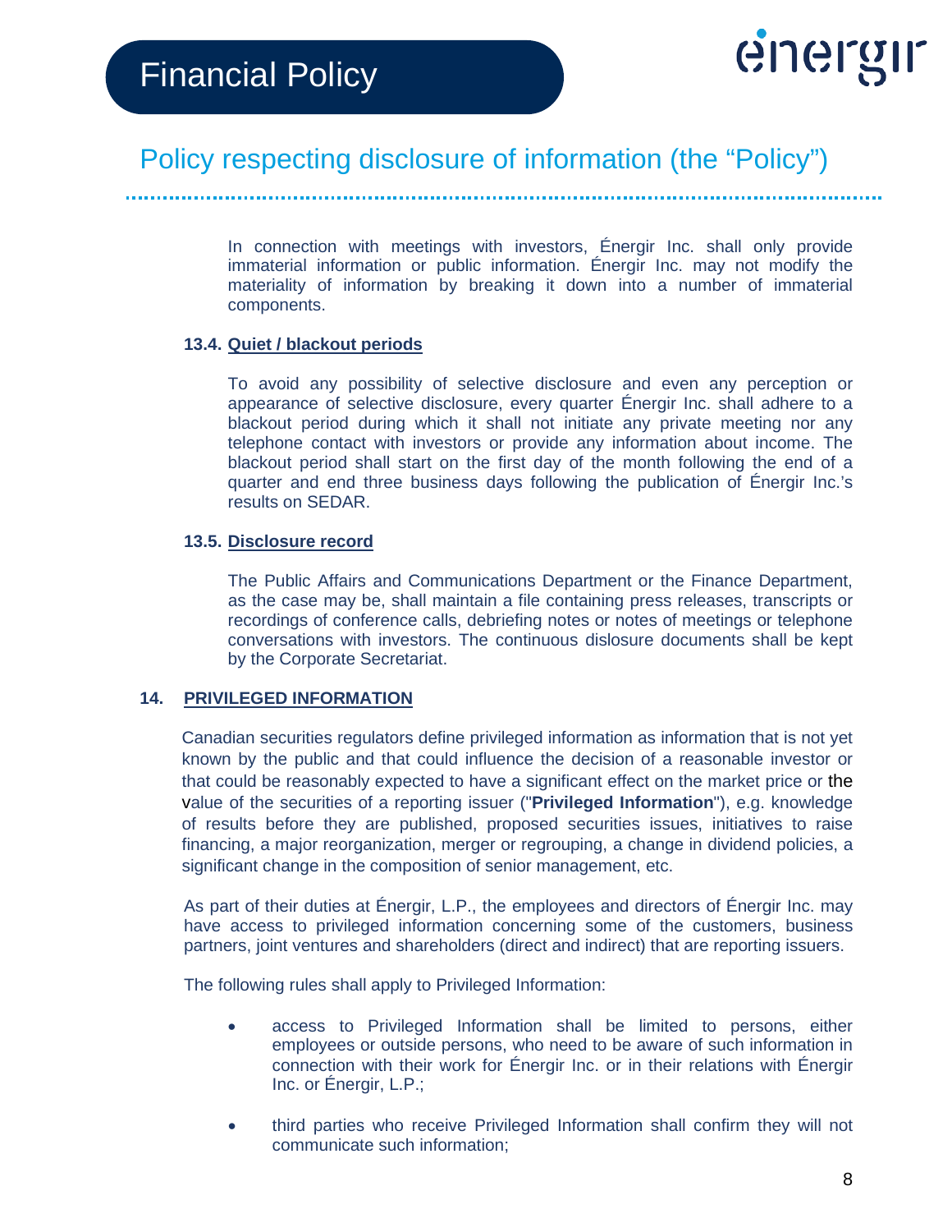In connection with meetings with investors, Énergir Inc. shall only provide immaterial information or public information. Énergir Inc. may not modify the materiality of information by breaking it down into a number of immaterial components.

### 13.4. Quiet / blackout periods

To avoid any possibility of selective disclosure and even any perception or appearance of selective disclosure, every quarter Énergir Inc. shall adhere to a blackout period during which it shall not initiate any private meeting nor any telephone contact with investors or provide any information about income. The blackout period shall start on the first day of the month following the end of a quarter and end three business days following the publication of Énergir Inc.'s results on SEDAR.

### 13.5. Disclosure record

The Public Affairs and Communications Department or the Finance Department, as the case may be, shall maintain a file containing press releases, transcripts or recordings of conference calls, debriefing notes or notes of meetings or telephone conversations with investors. The continuous dislosure documents shall be kept by the Corporate Secretariat.

## 14. PRIVILEGED INFORMATION

Canadian securities regulators define privileged information as information that is not yet known by the public and that could influence the decision of a reasonable investor or that could be reasonably expected to have a significant effect on the market price or the value of the securities of a reporting issuer ("**Privileged Information**"), e.g. knowledge of results before they are published, proposed securities issues, initiatives to raise financing, a major reorganization, merger or regrouping, a change in dividend policies, a significant change in the composition of senior management, etc.

As part of their duties at Énergir, L.P., the employees and directors of Énergir Inc. may have access to privileged information concerning some of the customers, business partners, joint ventures and shareholders (direct and indirect) that are reporting issuers.

The following rules shall apply to Privileged Information:

- access to Privileged Information shall be limited to persons, either employees or outside persons, who need to be aware of such information in connection with their work for Énergir Inc. or in their relations with Énergir Inc. or Énergir, L.P.;
- third parties who receive Privileged Information shall confirm they will not communicate such information;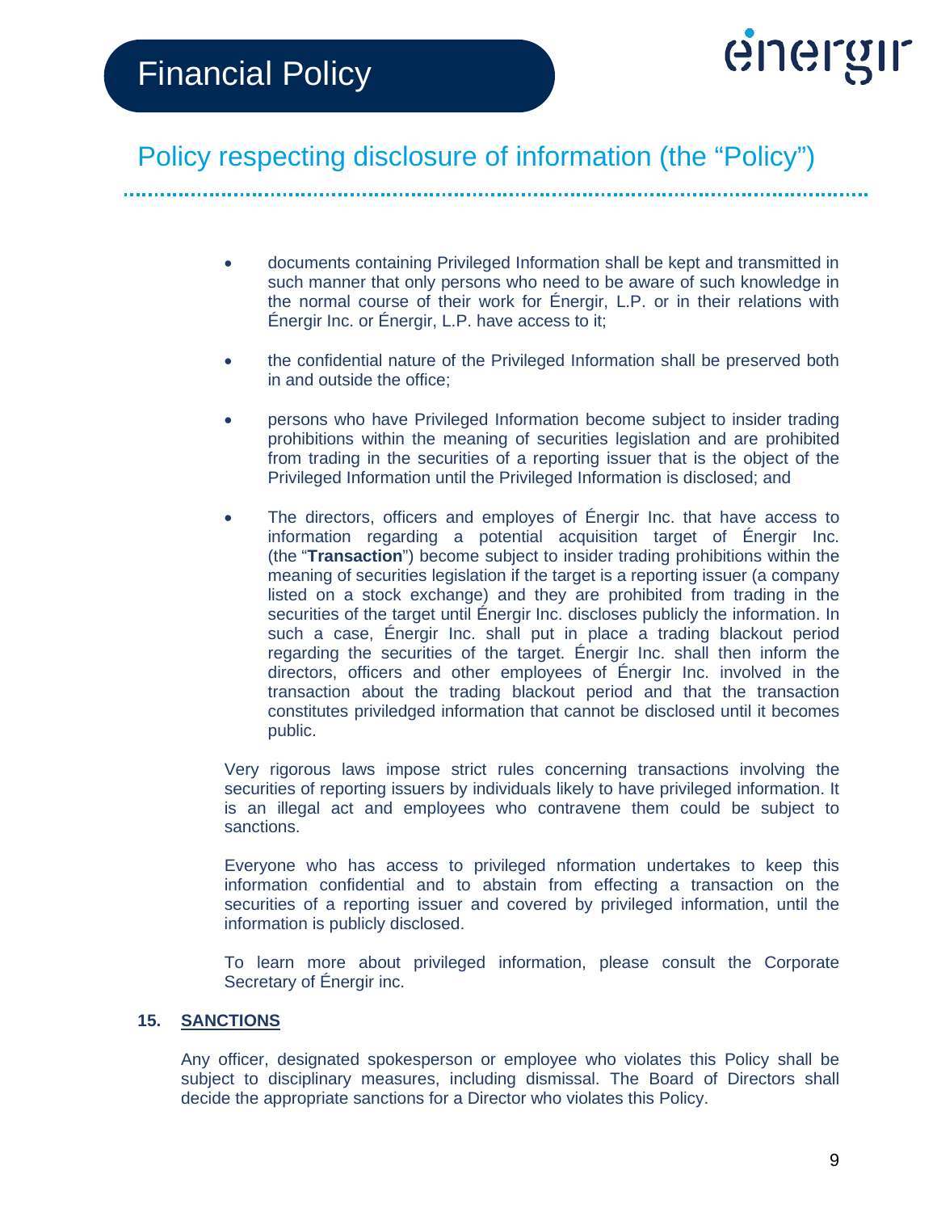- documents containing Privileged Information shall be kept and transmitted in such manner that only persons who need to be aware of such knowledge in the normal course of their work for Énergir, L.P. or in their relations with Énergir Inc. or Énergir, L.P. have access to it;

- the confidential nature of the Privileged Information shall be preserved both in and outside the office;

- persons who have Privileged Information become subject to insider trading prohibitions within the meaning of securities legislation and are prohibited from trading in the securities of a reporting issuer that is the object of the Privileged Information until the Privileged Information is disclosed; and

- The directors, officers and employes of Énergir Inc. that have access to information regarding a potential acquisition target of Énergir Inc. (the "**Transaction**") become subject to insider trading prohibitions within the meaning of securities legislation if the target is a reporting issuer (a company listed on a stock exchange) and they are prohibited from trading in the securities of the target until Énergir Inc. discloses publicly the information. In such a case, Énergir Inc. shall put in place a trading blackout period regarding the securities of the target. Énergir Inc. shall then inform the directors, officers and other employees of Énergir Inc. involved in the transaction about the trading blackout period and that the transaction constitutes priviledged information that cannot be disclosed until it becomes public.

Very rigorous laws impose strict rules concerning transactions involving the securities of reporting issuers by individuals likely to have privileged information. It is an illegal act and employees who contravene them could be subject to sanctions.

Everyone who has access to privileged nformation undertakes to keep this information confidential and to abstain from effecting a transaction on the securities of a reporting issuer and covered by privileged information, until the information is publicly disclosed.

To learn more about privileged information, please consult the Corporate Secretary of Énergir inc.

## 15. SANCTIONS

Any officer, designated spokesperson or employee who violates this Policy shall be subject to disciplinary measures, including dismissal. The Board of Directors shall decide the appropriate sanctions for a Director who violates this Policy.